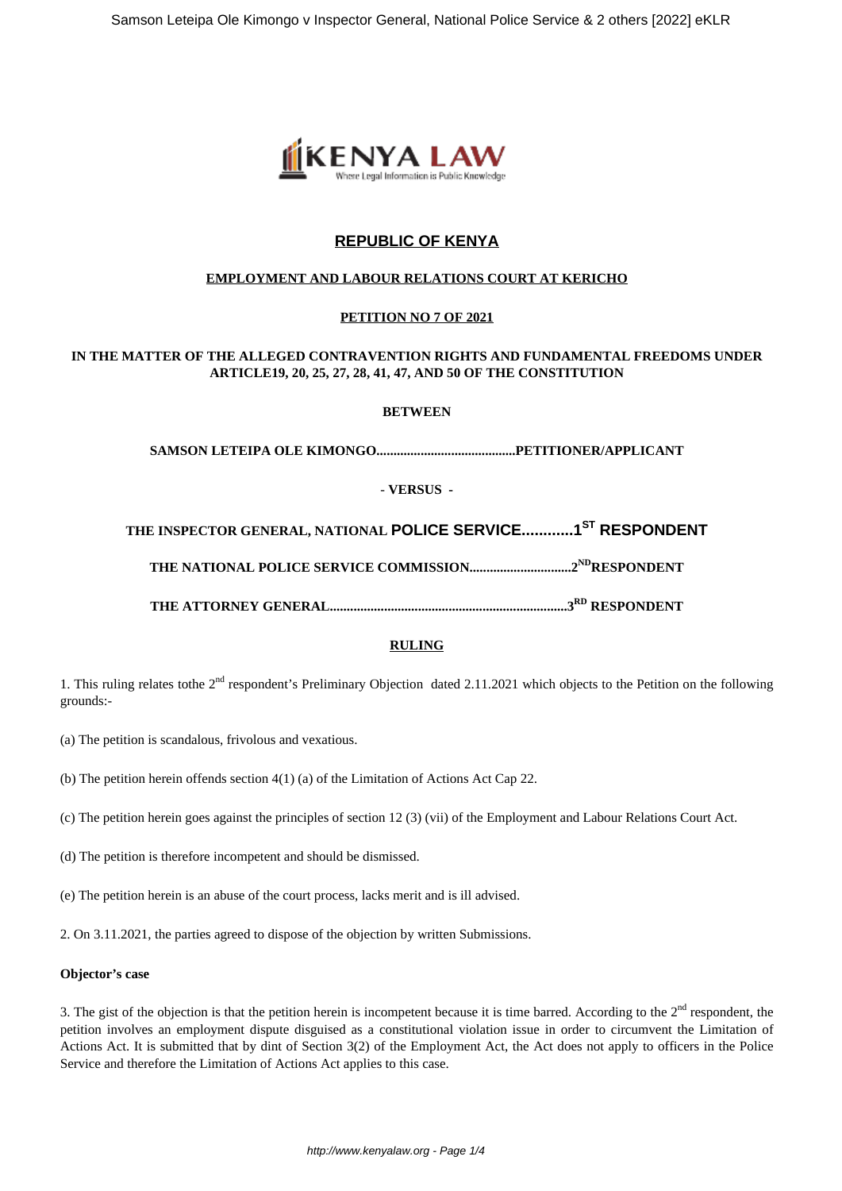# REPUBLIC OF KENYA

**EMPLOYMENT AND LABOUR RELATIONS COURT AT KERICHO**

**PETITION NO 7 OF 2021**

**IN THE MATTER OF THE ALLEGED CONTRAVENTION RIGHTS AND FUNDAMENTAL FREEDOMS UNDER ARTICLE19, 20, 25, 27, 28, 41, 47, AND 50 OF THE CONSTITUTION**

**BETWEEN**

**SAMSON LETEIPA OLE KIMONGO.........................................PETITIONER/APPLICANT**

**- VERSUS -**

**THE INSPECTOR GENERAL, NATIONAL POLICE SERVICE............1ST RESPONDENT**

**THE NATIONAL POLICE SERVICE COMMISSION..............................2ND RESPONDENT**

**THE ATTORNEY GENERAL......................................................................3RD RESPONDENT**

**RULING**

1. This ruling relates tothe 2nd respondent's Preliminary Objection dated 2.11.2021 which objects to the Petition on the following grounds:-

(a) The petition is scandalous, frivolous and vexatious.

(b) The petition herein offends section 4(1) (a) of the Limitation of Actions Act Cap 22.

(c) The petition herein goes against the principles of section 12 (3) (vii) of the Employment and Labour Relations Court Act.

(d) The petition is therefore incompetent and should be dismissed.

(e) The petition herein is an abuse of the court process, lacks merit and is ill advised.

2. On 3.11.2021, the parties agreed to dispose of the objection by written Submissions.

**Objector's case**

3. The gist of the objection is that the petition herein is incompetent because it is time barred. According to the 2nd respondent, the petition involves an employment dispute disguised as a constitutional violation issue in order to circumvent the Limitation of Actions Act. It is submitted that by dint of Section 3(2) of the Employment Act, the Act does not apply to officers in the Police Service and therefore the Limitation of Actions Act applies to this case.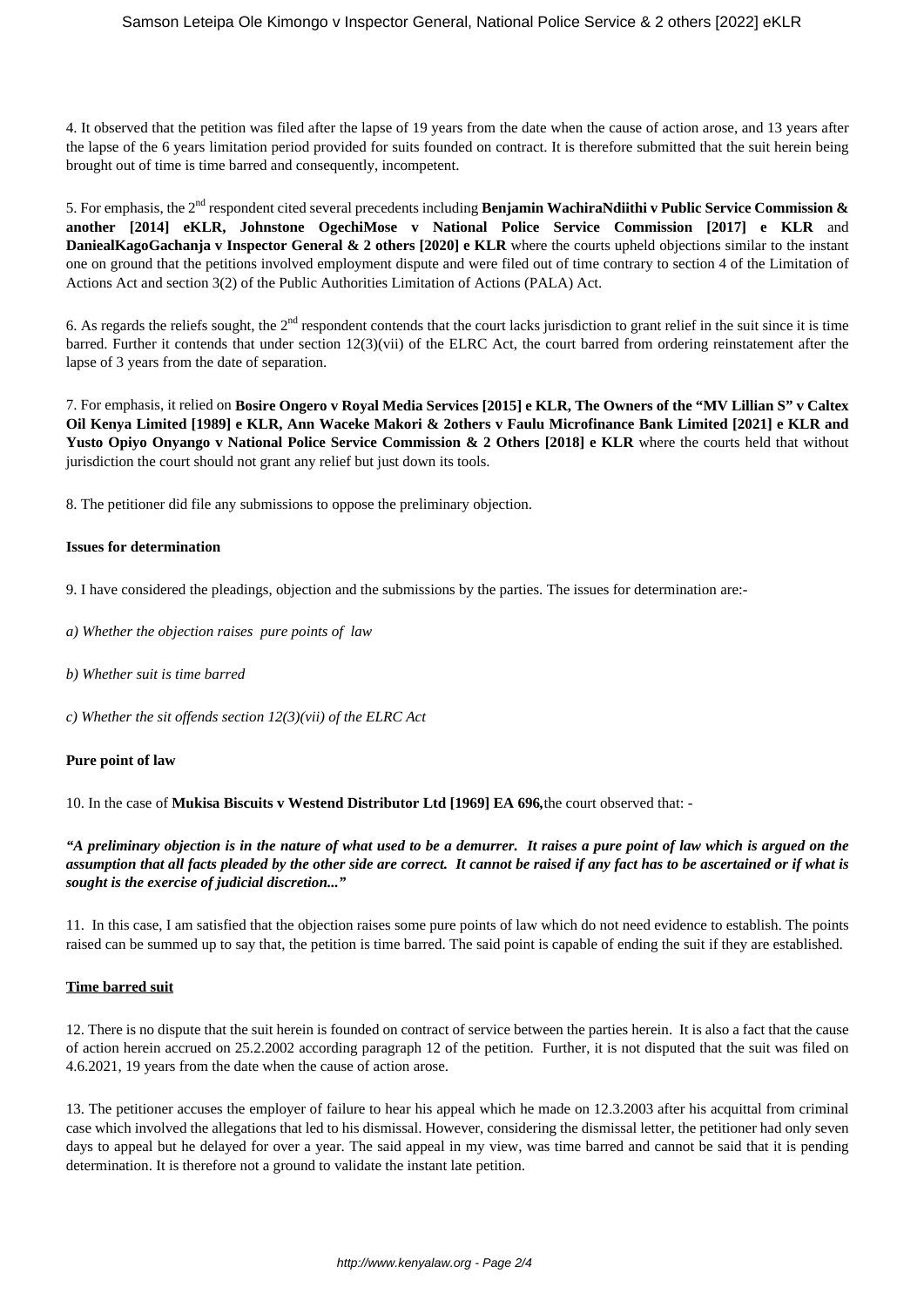4. It observed that the petition was filed after the lapse of 19 years from the date when the cause of action arose, and 13 years after the lapse of the 6 years limitation period provided for suits founded on contract. It is therefore submitted that the suit herein being brought out of time is time barred and consequently, incompetent.

5. For emphasis, the 2nd respondent cited several precedents including **Benjamin WachiraNdiithi v Public Service Commission & another [2014] eKLR, Johnstone OgechiMose v National Police Service Commission [2017] e KLR** and **DaniealKagoGachanja v Inspector General & 2 others [2020] e KLR** where the courts upheld objections similar to the instant one on ground that the petitions involved employment dispute and were filed out of time contrary to section 4 of the Limitation of Actions Act and section 3(2) of the Public Authorities Limitation of Actions (PALA) Act.

6. As regards the reliefs sought, the 2nd respondent contends that the court lacks jurisdiction to grant relief in the suit since it is time barred. Further it contends that under section 12(3)(vii) of the ELRC Act, the court barred from ordering reinstatement after the lapse of 3 years from the date of separation.

7. For emphasis, it relied on **Bosire Ongero v Royal Media Services [2015] e KLR, The Owners of the "MV Lillian S" v Caltex Oil Kenya Limited [1989] e KLR, Ann Waceke Makori & 2others v Faulu Microfinance Bank Limited [2021] e KLR and Yusto Opiyo Onyango v National Police Service Commission & 2 Others [2018] e KLR** where the courts held that without jurisdiction the court should not grant any relief but just down its tools.

8. The petitioner did file any submissions to oppose the preliminary objection.

**Issues for determination**

9. I have considered the pleadings, objection and the submissions by the parties. The issues for determination are:-

*a) Whether the objection raises pure points of law*

*b) Whether suit is time barred*

*c) Whether the sit offends section 12(3)(vii) of the ELRC Act*

**Pure point of law**

10. In the case of **Mukisa Biscuits v Westend Distributor Ltd [1969] EA 696,** the court observed that: -

***"A preliminary objection is in the nature of what used to be a demurrer. It raises a pure point of law which is argued on the assumption that all facts pleaded by the other side are correct. It cannot be raised if any fact has to be ascertained or if what is sought is the exercise of judicial discretion..."***

11. In this case, I am satisfied that the objection raises some pure points of law which do not need evidence to establish. The points raised can be summed up to say that, the petition is time barred. The said point is capable of ending the suit if they are established.

**Time barred suit**

12. There is no dispute that the suit herein is founded on contract of service between the parties herein. It is also a fact that the cause of action herein accrued on 25.2.2002 according paragraph 12 of the petition. Further, it is not disputed that the suit was filed on 4.6.2021, 19 years from the date when the cause of action arose.

13. The petitioner accuses the employer of failure to hear his appeal which he made on 12.3.2003 after his acquittal from criminal case which involved the allegations that led to his dismissal. However, considering the dismissal letter, the petitioner had only seven days to appeal but he delayed for over a year. The said appeal in my view, was time barred and cannot be said that it is pending determination. It is therefore not a ground to validate the instant late petition.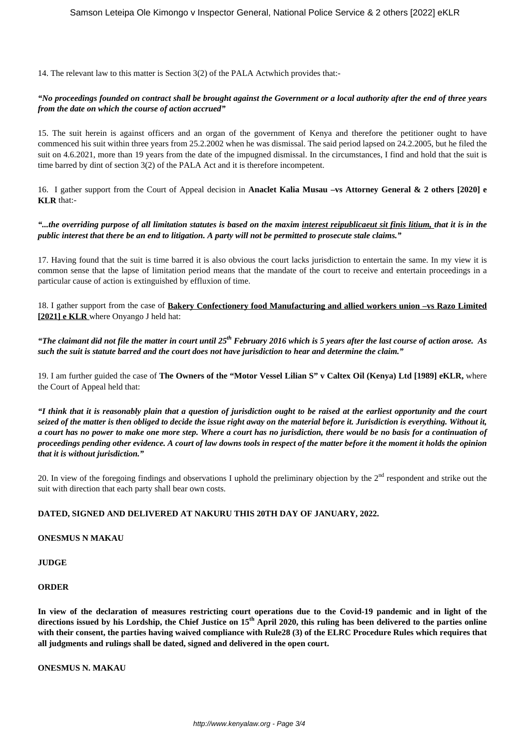14. The relevant law to this matter is Section 3(2) of the PALA Actwhich provides that:-

***"No proceedings founded on contract shall be brought against the Government or a local authority after the end of three years from the date on which the course of action accrued"***

15. The suit herein is against officers and an organ of the government of Kenya and therefore the petitioner ought to have commenced his suit within three years from 25.2.2002 when he was dismissal. The said period lapsed on 24.2.2005, but he filed the suit on 4.6.2021, more than 19 years from the date of the impugned dismissal. In the circumstances, I find and hold that the suit is time barred by dint of section 3(2) of the PALA Act and it is therefore incompetent.

16. I gather support from the Court of Appeal decision in **Anaclet Kalia Musau –vs Attorney General & 2 others [2020] e KLR** that:-

***"...the overriding purpose of all limitation statutes is based on the maxim interest reipublicaeut sit finis litium, that it is in the public interest that there be an end to litigation. A party will not be permitted to prosecute stale claims."***

17. Having found that the suit is time barred it is also obvious the court lacks jurisdiction to entertain the same. In my view it is common sense that the lapse of limitation period means that the mandate of the court to receive and entertain proceedings in a particular cause of action is extinguished by effluxion of time.

18. I gather support from the case of **Bakery Confectionery food Manufacturing and allied workers union –vs Razo Limited [2021] e KLR** where Onyango J held hat:

***"The claimant did not file the matter in court until 25th February 2016 which is 5 years after the last course of action arose. As such the suit is statute barred and the court does not have jurisdiction to hear and determine the claim."***

19. I am further guided the case of **The Owners of the "Motor Vessel Lilian S" v Caltex Oil (Kenya) Ltd [1989] eKLR,** where the Court of Appeal held that:

***"I think that it is reasonably plain that a question of jurisdiction ought to be raised at the earliest opportunity and the court seized of the matter is then obliged to decide the issue right away on the material before it. Jurisdiction is everything. Without it, a court has no power to make one more step. Where a court has no jurisdiction, there would be no basis for a continuation of proceedings pending other evidence. A court of law downs tools in respect of the matter before it the moment it holds the opinion that it is without jurisdiction."***

20. In view of the foregoing findings and observations I uphold the preliminary objection by the 2nd respondent and strike out the suit with direction that each party shall bear own costs.

**DATED, SIGNED AND DELIVERED AT NAKURU THIS 20TH DAY OF JANUARY, 2022.**

**ONESMUS N MAKAU**

**JUDGE**

**ORDER**

**In view of the declaration of measures restricting court operations due to the Covid-19 pandemic and in light of the directions issued by his Lordship, the Chief Justice on 15th April 2020, this ruling has been delivered to the parties online with their consent, the parties having waived compliance with Rule28 (3) of the ELRC Procedure Rules which requires that all judgments and rulings shall be dated, signed and delivered in the open court.**

**ONESMUS N. MAKAU**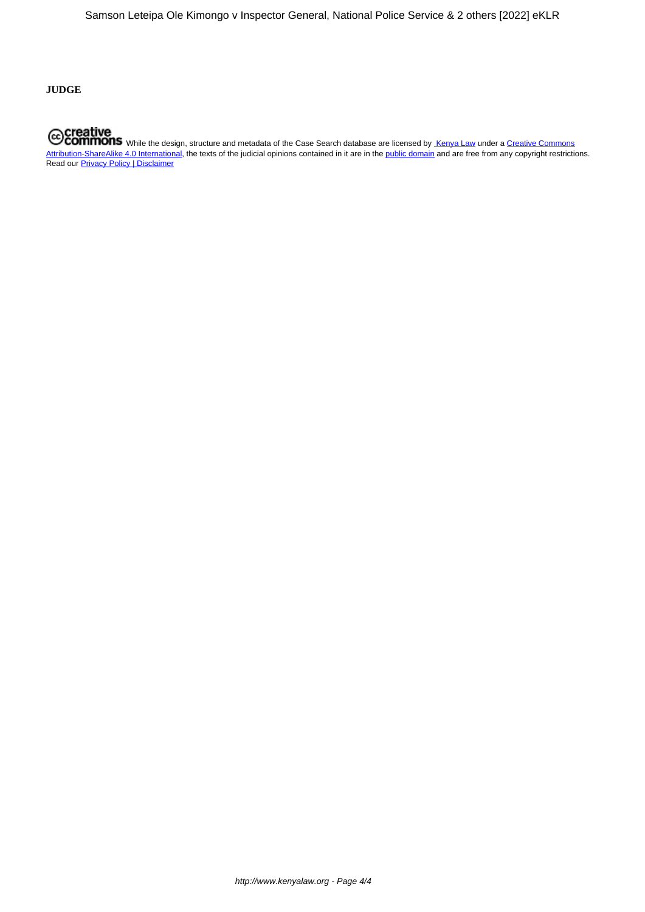**JUDGE**

While the design, structure and metadata of the Case Search database are licensed by Kenya Law under a Creative Commons Attribution-ShareAlike 4.0 International, the texts of the judicial opinions contained in it are in the public domain and are free from any copyright restrictions. Read our Privacy Policy | Disclaimer